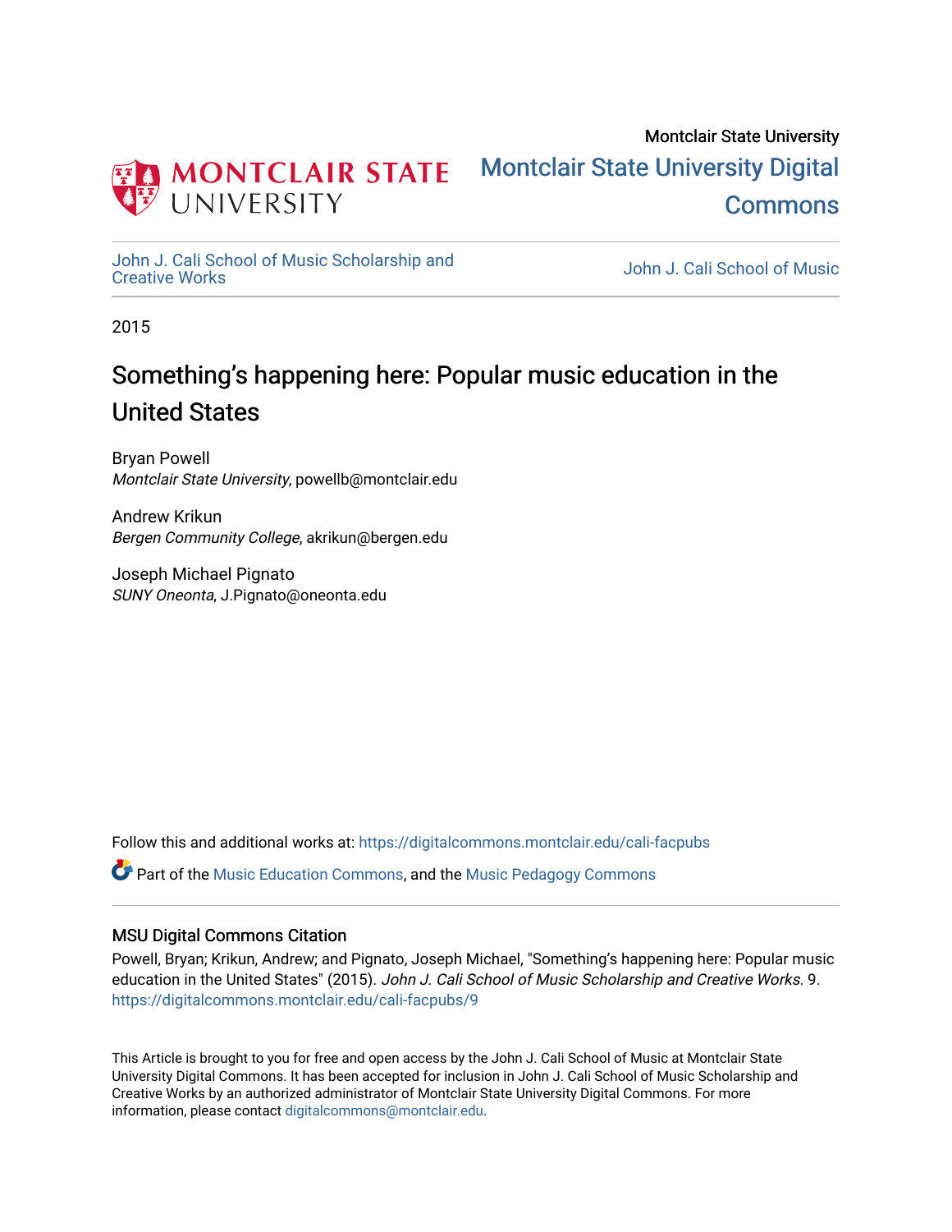Montclair State University

# Montclair State University Digital Commons

John J. Cali School of Music Scholarship and Creative Works

John J. Cali School of Music

2015

# Something's happening here: Popular music education in the United States

Bryan Powell
*Montclair State University*, powellb@montclair.edu

Andrew Krikun
*Bergen Community College*, akrikun@bergen.edu

Joseph Michael Pignato
*SUNY Oneonta*, J.Pignato@oneonta.edu

Follow this and additional works at: https://digitalcommons.montclair.edu/cali-facpubs

Part of the Music Education Commons, and the Music Pedagogy Commons

## MSU Digital Commons Citation

Powell, Bryan; Krikun, Andrew; and Pignato, Joseph Michael, "Something's happening here: Popular music education in the United States" (2015). *John J. Cali School of Music Scholarship and Creative Works*. 9.
https://digitalcommons.montclair.edu/cali-facpubs/9

This Article is brought to you for free and open access by the John J. Cali School of Music at Montclair State University Digital Commons. It has been accepted for inclusion in John J. Cali School of Music Scholarship and Creative Works by an authorized administrator of Montclair State University Digital Commons. For more information, please contact digitalcommons@montclair.edu.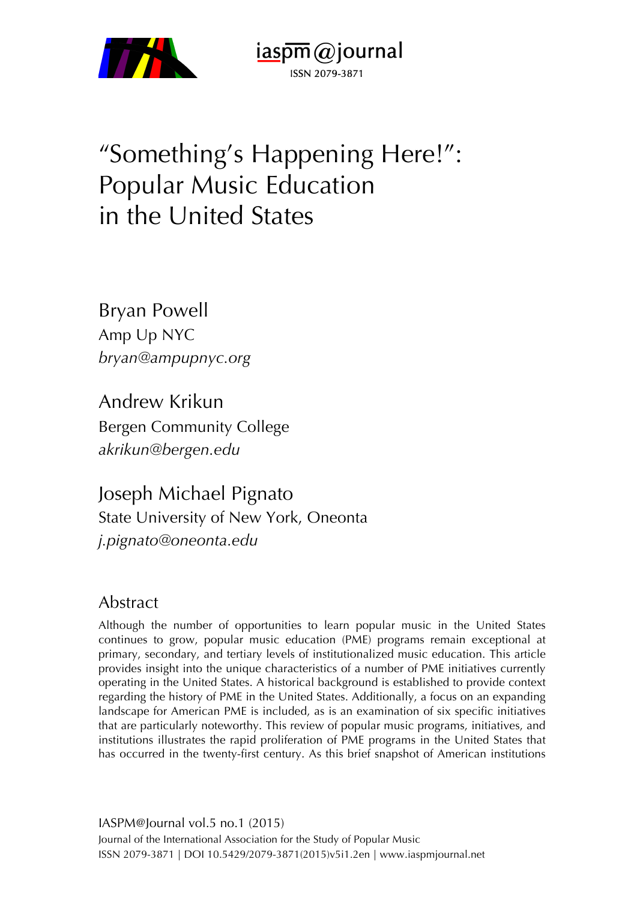# "Something's Happening Here!": Popular Music Education in the United States

Bryan Powell
Amp Up NYC
*bryan@ampupnyc.org*

Andrew Krikun
Bergen Community College
*akrikun@bergen.edu*

Joseph Michael Pignato
State University of New York, Oneonta
*j.pignato@oneonta.edu*

## Abstract

Although the number of opportunities to learn popular music in the United States continues to grow, popular music education (PME) programs remain exceptional at primary, secondary, and tertiary levels of institutionalized music education. This article provides insight into the unique characteristics of a number of PME initiatives currently operating in the United States. A historical background is established to provide context regarding the history of PME in the United States. Additionally, a focus on an expanding landscape for American PME is included, as is an examination of six specific initiatives that are particularly noteworthy. This review of popular music programs, initiatives, and institutions illustrates the rapid proliferation of PME programs in the United States that has occurred in the twenty-first century. As this brief snapshot of American institutions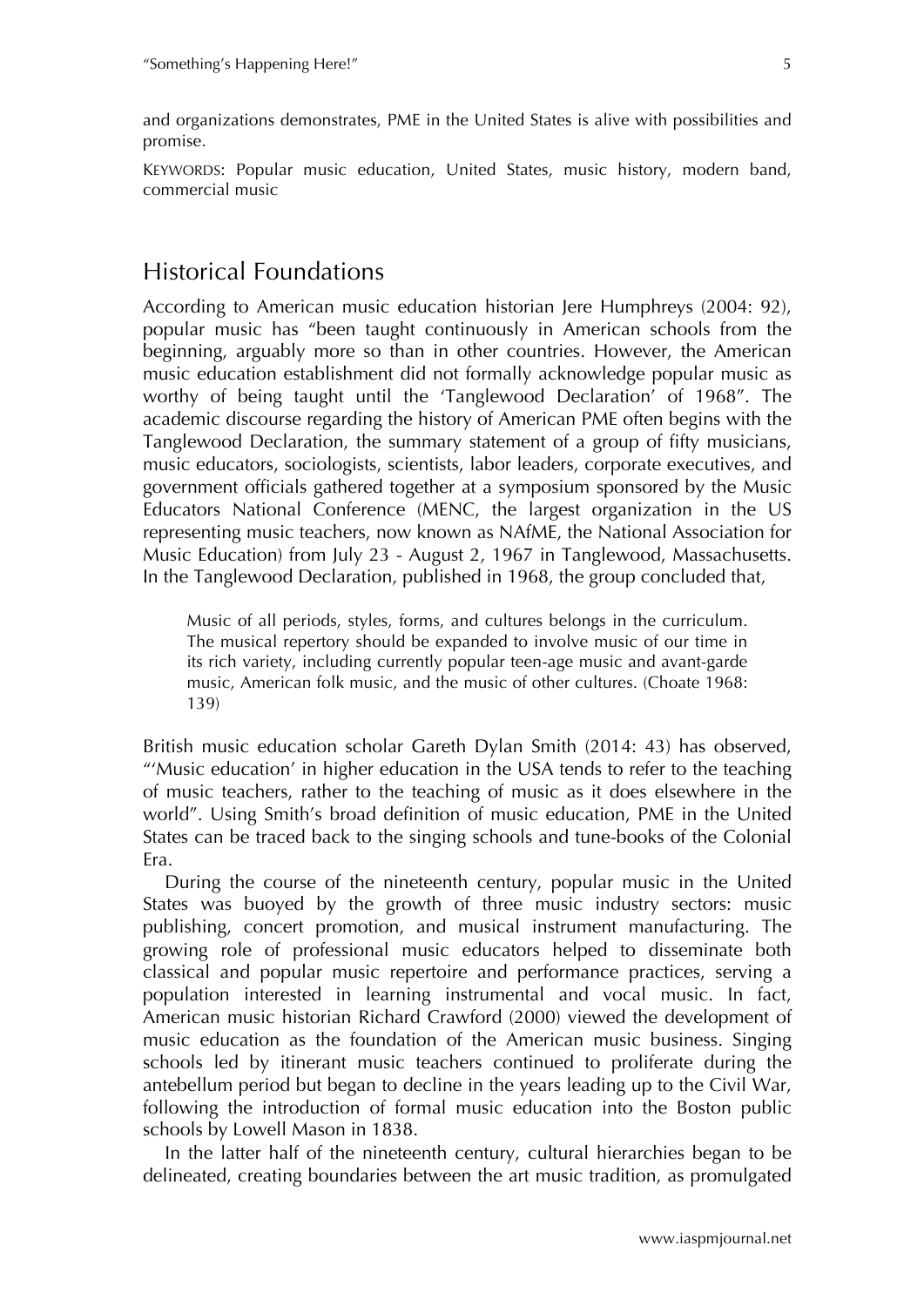and organizations demonstrates, PME in the United States is alive with possibilities and promise.

KEYWORDS: Popular music education, United States, music history, modern band, commercial music

## Historical Foundations

According to American music education historian Jere Humphreys (2004: 92), popular music has "been taught continuously in American schools from the beginning, arguably more so than in other countries. However, the American music education establishment did not formally acknowledge popular music as worthy of being taught until the 'Tanglewood Declaration' of 1968". The academic discourse regarding the history of American PME often begins with the Tanglewood Declaration, the summary statement of a group of fifty musicians, music educators, sociologists, scientists, labor leaders, corporate executives, and government officials gathered together at a symposium sponsored by the Music Educators National Conference (MENC, the largest organization in the US representing music teachers, now known as NAfME, the National Association for Music Education) from July 23 - August 2, 1967 in Tanglewood, Massachusetts. In the Tanglewood Declaration, published in 1968, the group concluded that,

> Music of all periods, styles, forms, and cultures belongs in the curriculum. The musical repertory should be expanded to involve music of our time in its rich variety, including currently popular teen-age music and avant-garde music, American folk music, and the music of other cultures. (Choate 1968: 139)

British music education scholar Gareth Dylan Smith (2014: 43) has observed, "'Music education' in higher education in the USA tends to refer to the teaching of music teachers, rather to the teaching of music as it does elsewhere in the world". Using Smith's broad definition of music education, PME in the United States can be traced back to the singing schools and tune-books of the Colonial Era.

During the course of the nineteenth century, popular music in the United States was buoyed by the growth of three music industry sectors: music publishing, concert promotion, and musical instrument manufacturing. The growing role of professional music educators helped to disseminate both classical and popular music repertoire and performance practices, serving a population interested in learning instrumental and vocal music. In fact, American music historian Richard Crawford (2000) viewed the development of music education as the foundation of the American music business. Singing schools led by itinerant music teachers continued to proliferate during the antebellum period but began to decline in the years leading up to the Civil War, following the introduction of formal music education into the Boston public schools by Lowell Mason in 1838.

In the latter half of the nineteenth century, cultural hierarchies began to be delineated, creating boundaries between the art music tradition, as promulgated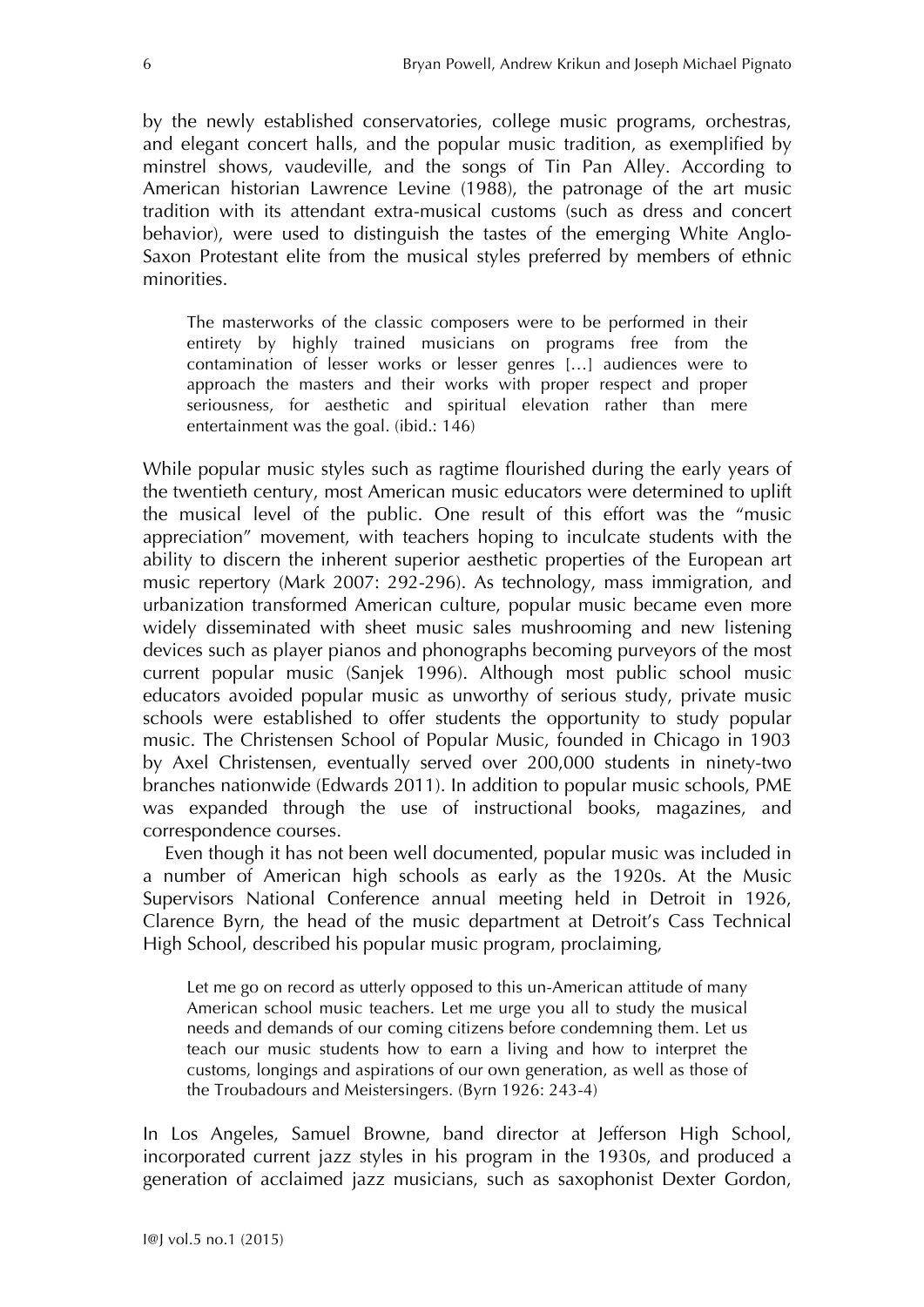by the newly established conservatories, college music programs, orchestras, and elegant concert halls, and the popular music tradition, as exemplified by minstrel shows, vaudeville, and the songs of Tin Pan Alley. According to American historian Lawrence Levine (1988), the patronage of the art music tradition with its attendant extra-musical customs (such as dress and concert behavior), were used to distinguish the tastes of the emerging White Anglo-Saxon Protestant elite from the musical styles preferred by members of ethnic minorities.

> The masterworks of the classic composers were to be performed in their entirety by highly trained musicians on programs free from the contamination of lesser works or lesser genres […] audiences were to approach the masters and their works with proper respect and proper seriousness, for aesthetic and spiritual elevation rather than mere entertainment was the goal. (ibid.: 146)

While popular music styles such as ragtime flourished during the early years of the twentieth century, most American music educators were determined to uplift the musical level of the public. One result of this effort was the "music appreciation" movement, with teachers hoping to inculcate students with the ability to discern the inherent superior aesthetic properties of the European art music repertory (Mark 2007: 292-296). As technology, mass immigration, and urbanization transformed American culture, popular music became even more widely disseminated with sheet music sales mushrooming and new listening devices such as player pianos and phonographs becoming purveyors of the most current popular music (Sanjek 1996). Although most public school music educators avoided popular music as unworthy of serious study, private music schools were established to offer students the opportunity to study popular music. The Christensen School of Popular Music, founded in Chicago in 1903 by Axel Christensen, eventually served over 200,000 students in ninety-two branches nationwide (Edwards 2011). In addition to popular music schools, PME was expanded through the use of instructional books, magazines, and correspondence courses.

Even though it has not been well documented, popular music was included in a number of American high schools as early as the 1920s. At the Music Supervisors National Conference annual meeting held in Detroit in 1926, Clarence Byrn, the head of the music department at Detroit's Cass Technical High School, described his popular music program, proclaiming,

> Let me go on record as utterly opposed to this un-American attitude of many American school music teachers. Let me urge you all to study the musical needs and demands of our coming citizens before condemning them. Let us teach our music students how to earn a living and how to interpret the customs, longings and aspirations of our own generation, as well as those of the Troubadours and Meistersingers. (Byrn 1926: 243-4)

In Los Angeles, Samuel Browne, band director at Jefferson High School, incorporated current jazz styles in his program in the 1930s, and produced a generation of acclaimed jazz musicians, such as saxophonist Dexter Gordon,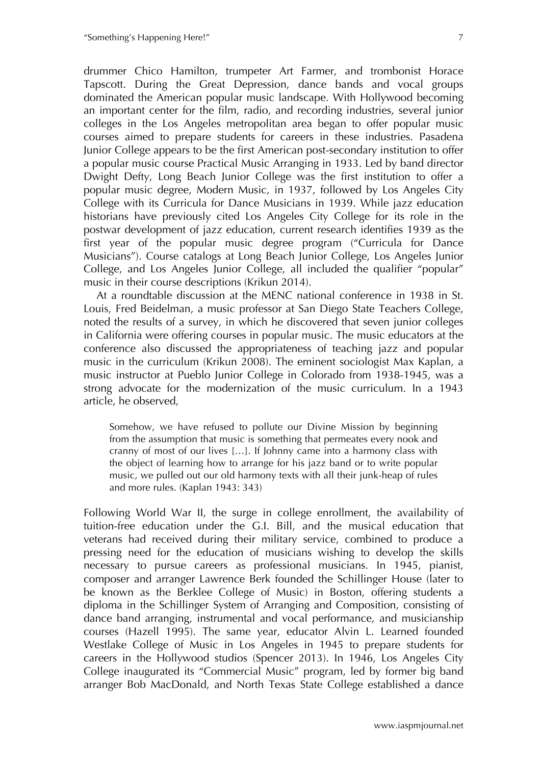drummer Chico Hamilton, trumpeter Art Farmer, and trombonist Horace Tapscott. During the Great Depression, dance bands and vocal groups dominated the American popular music landscape. With Hollywood becoming an important center for the film, radio, and recording industries, several junior colleges in the Los Angeles metropolitan area began to offer popular music courses aimed to prepare students for careers in these industries. Pasadena Junior College appears to be the first American post-secondary institution to offer a popular music course Practical Music Arranging in 1933. Led by band director Dwight Defty, Long Beach Junior College was the first institution to offer a popular music degree, Modern Music, in 1937, followed by Los Angeles City College with its Curricula for Dance Musicians in 1939. While jazz education historians have previously cited Los Angeles City College for its role in the postwar development of jazz education, current research identifies 1939 as the first year of the popular music degree program ("Curricula for Dance Musicians"). Course catalogs at Long Beach Junior College, Los Angeles Junior College, and Los Angeles Junior College, all included the qualifier "popular" music in their course descriptions (Krikun 2014).

At a roundtable discussion at the MENC national conference in 1938 in St. Louis, Fred Beidelman, a music professor at San Diego State Teachers College, noted the results of a survey, in which he discovered that seven junior colleges in California were offering courses in popular music. The music educators at the conference also discussed the appropriateness of teaching jazz and popular music in the curriculum (Krikun 2008). The eminent sociologist Max Kaplan, a music instructor at Pueblo Junior College in Colorado from 1938-1945, was a strong advocate for the modernization of the music curriculum. In a 1943 article, he observed,

> Somehow, we have refused to pollute our Divine Mission by beginning from the assumption that music is something that permeates every nook and cranny of most of our lives […]. If Johnny came into a harmony class with the object of learning how to arrange for his jazz band or to write popular music, we pulled out our old harmony texts with all their junk-heap of rules and more rules. (Kaplan 1943: 343)

Following World War II, the surge in college enrollment, the availability of tuition-free education under the G.I. Bill, and the musical education that veterans had received during their military service, combined to produce a pressing need for the education of musicians wishing to develop the skills necessary to pursue careers as professional musicians. In 1945, pianist, composer and arranger Lawrence Berk founded the Schillinger House (later to be known as the Berklee College of Music) in Boston, offering students a diploma in the Schillinger System of Arranging and Composition, consisting of dance band arranging, instrumental and vocal performance, and musicianship courses (Hazell 1995). The same year, educator Alvin L. Learned founded Westlake College of Music in Los Angeles in 1945 to prepare students for careers in the Hollywood studios (Spencer 2013). In 1946, Los Angeles City College inaugurated its "Commercial Music" program, led by former big band arranger Bob MacDonald, and North Texas State College established a dance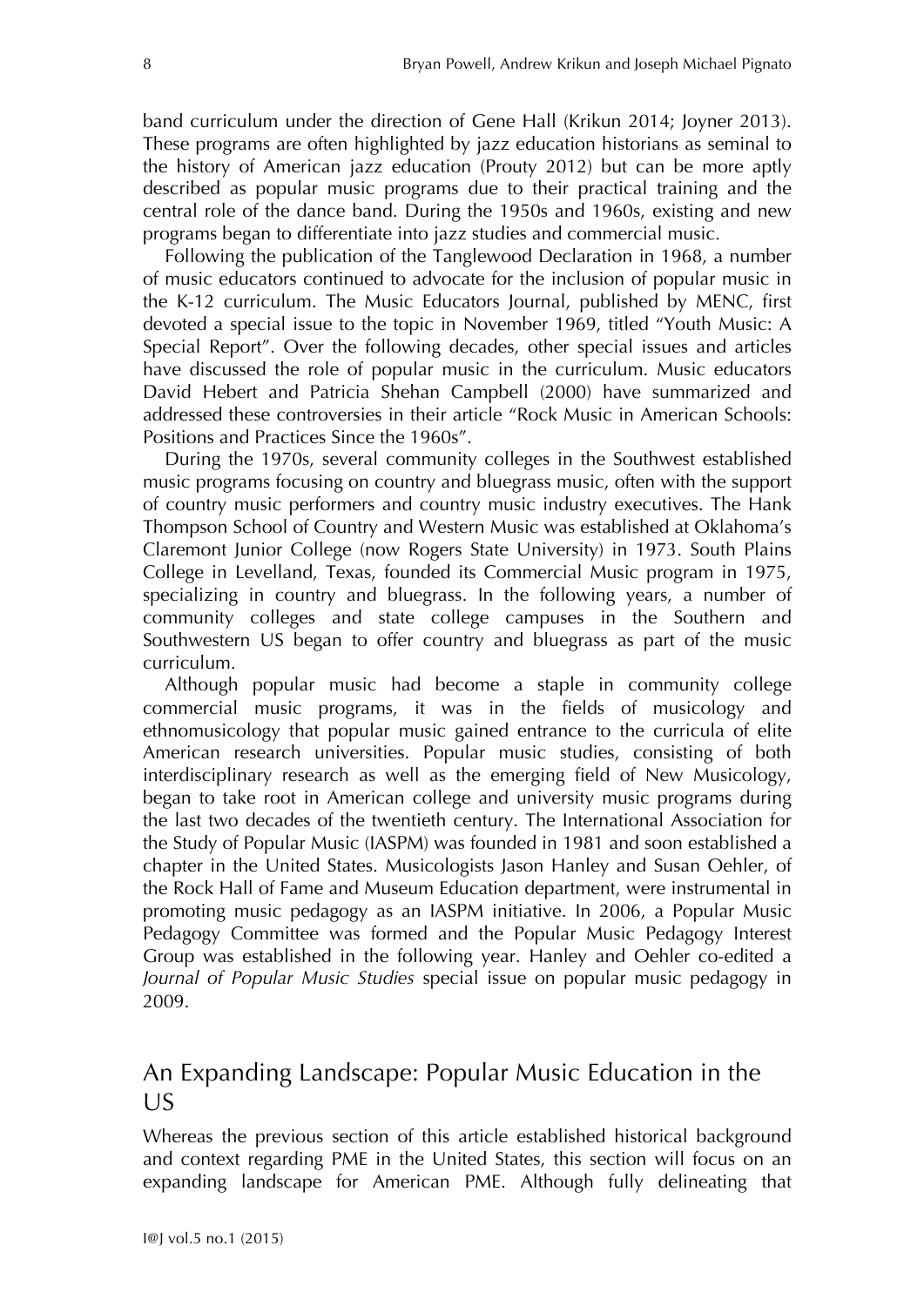band curriculum under the direction of Gene Hall (Krikun 2014; Joyner 2013). These programs are often highlighted by jazz education historians as seminal to the history of American jazz education (Prouty 2012) but can be more aptly described as popular music programs due to their practical training and the central role of the dance band. During the 1950s and 1960s, existing and new programs began to differentiate into jazz studies and commercial music.

Following the publication of the Tanglewood Declaration in 1968, a number of music educators continued to advocate for the inclusion of popular music in the K-12 curriculum. The Music Educators Journal, published by MENC, first devoted a special issue to the topic in November 1969, titled "Youth Music: A Special Report". Over the following decades, other special issues and articles have discussed the role of popular music in the curriculum. Music educators David Hebert and Patricia Shehan Campbell (2000) have summarized and addressed these controversies in their article "Rock Music in American Schools: Positions and Practices Since the 1960s".

During the 1970s, several community colleges in the Southwest established music programs focusing on country and bluegrass music, often with the support of country music performers and country music industry executives. The Hank Thompson School of Country and Western Music was established at Oklahoma's Claremont Junior College (now Rogers State University) in 1973. South Plains College in Levelland, Texas, founded its Commercial Music program in 1975, specializing in country and bluegrass. In the following years, a number of community colleges and state college campuses in the Southern and Southwestern US began to offer country and bluegrass as part of the music curriculum.

Although popular music had become a staple in community college commercial music programs, it was in the fields of musicology and ethnomusicology that popular music gained entrance to the curricula of elite American research universities. Popular music studies, consisting of both interdisciplinary research as well as the emerging field of New Musicology, began to take root in American college and university music programs during the last two decades of the twentieth century. The International Association for the Study of Popular Music (IASPM) was founded in 1981 and soon established a chapter in the United States. Musicologists Jason Hanley and Susan Oehler, of the Rock Hall of Fame and Museum Education department, were instrumental in promoting music pedagogy as an IASPM initiative. In 2006, a Popular Music Pedagogy Committee was formed and the Popular Music Pedagogy Interest Group was established in the following year. Hanley and Oehler co-edited a *Journal of Popular Music Studies* special issue on popular music pedagogy in 2009.

## An Expanding Landscape: Popular Music Education in the US

Whereas the previous section of this article established historical background and context regarding PME in the United States, this section will focus on an expanding landscape for American PME. Although fully delineating that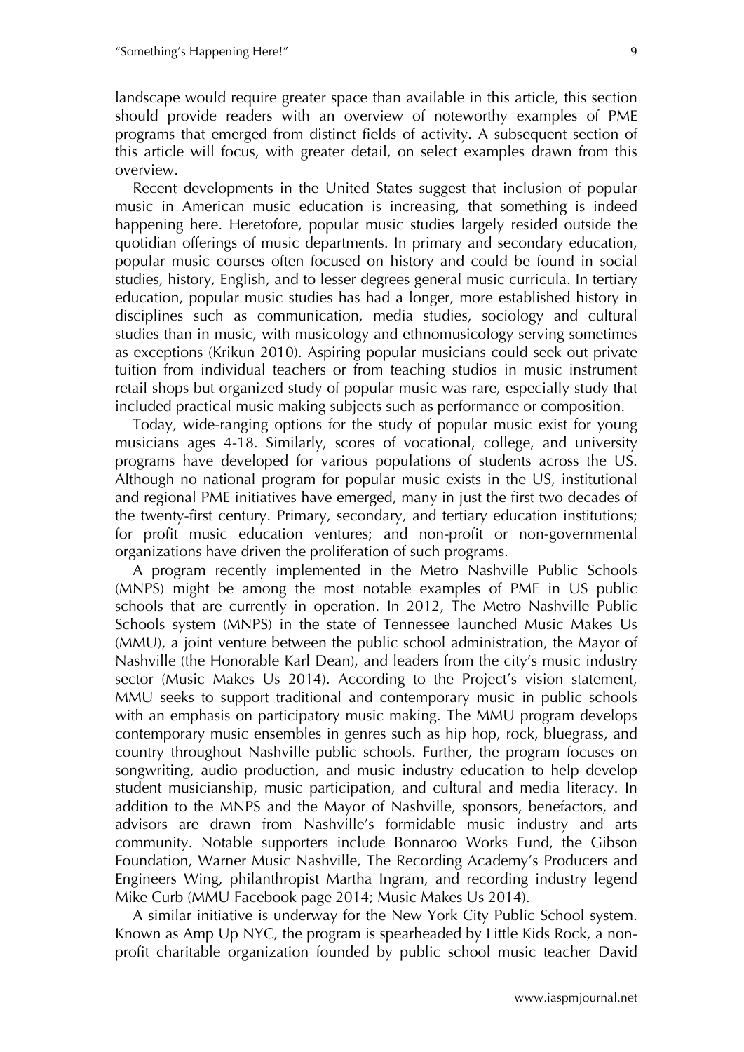landscape would require greater space than available in this article, this section should provide readers with an overview of noteworthy examples of PME programs that emerged from distinct fields of activity. A subsequent section of this article will focus, with greater detail, on select examples drawn from this overview.

Recent developments in the United States suggest that inclusion of popular music in American music education is increasing, that something is indeed happening here. Heretofore, popular music studies largely resided outside the quotidian offerings of music departments. In primary and secondary education, popular music courses often focused on history and could be found in social studies, history, English, and to lesser degrees general music curricula. In tertiary education, popular music studies has had a longer, more established history in disciplines such as communication, media studies, sociology and cultural studies than in music, with musicology and ethnomusicology serving sometimes as exceptions (Krikun 2010). Aspiring popular musicians could seek out private tuition from individual teachers or from teaching studios in music instrument retail shops but organized study of popular music was rare, especially study that included practical music making subjects such as performance or composition.

Today, wide-ranging options for the study of popular music exist for young musicians ages 4-18. Similarly, scores of vocational, college, and university programs have developed for various populations of students across the US. Although no national program for popular music exists in the US, institutional and regional PME initiatives have emerged, many in just the first two decades of the twenty-first century. Primary, secondary, and tertiary education institutions; for profit music education ventures; and non-profit or non-governmental organizations have driven the proliferation of such programs.

A program recently implemented in the Metro Nashville Public Schools (MNPS) might be among the most notable examples of PME in US public schools that are currently in operation. In 2012, The Metro Nashville Public Schools system (MNPS) in the state of Tennessee launched Music Makes Us (MMU), a joint venture between the public school administration, the Mayor of Nashville (the Honorable Karl Dean), and leaders from the city's music industry sector (Music Makes Us 2014). According to the Project's vision statement, MMU seeks to support traditional and contemporary music in public schools with an emphasis on participatory music making. The MMU program develops contemporary music ensembles in genres such as hip hop, rock, bluegrass, and country throughout Nashville public schools. Further, the program focuses on songwriting, audio production, and music industry education to help develop student musicianship, music participation, and cultural and media literacy. In addition to the MNPS and the Mayor of Nashville, sponsors, benefactors, and advisors are drawn from Nashville's formidable music industry and arts community. Notable supporters include Bonnaroo Works Fund, the Gibson Foundation, Warner Music Nashville, The Recording Academy's Producers and Engineers Wing, philanthropist Martha Ingram, and recording industry legend Mike Curb (MMU Facebook page 2014; Music Makes Us 2014).

A similar initiative is underway for the New York City Public School system. Known as Amp Up NYC, the program is spearheaded by Little Kids Rock, a non-profit charitable organization founded by public school music teacher David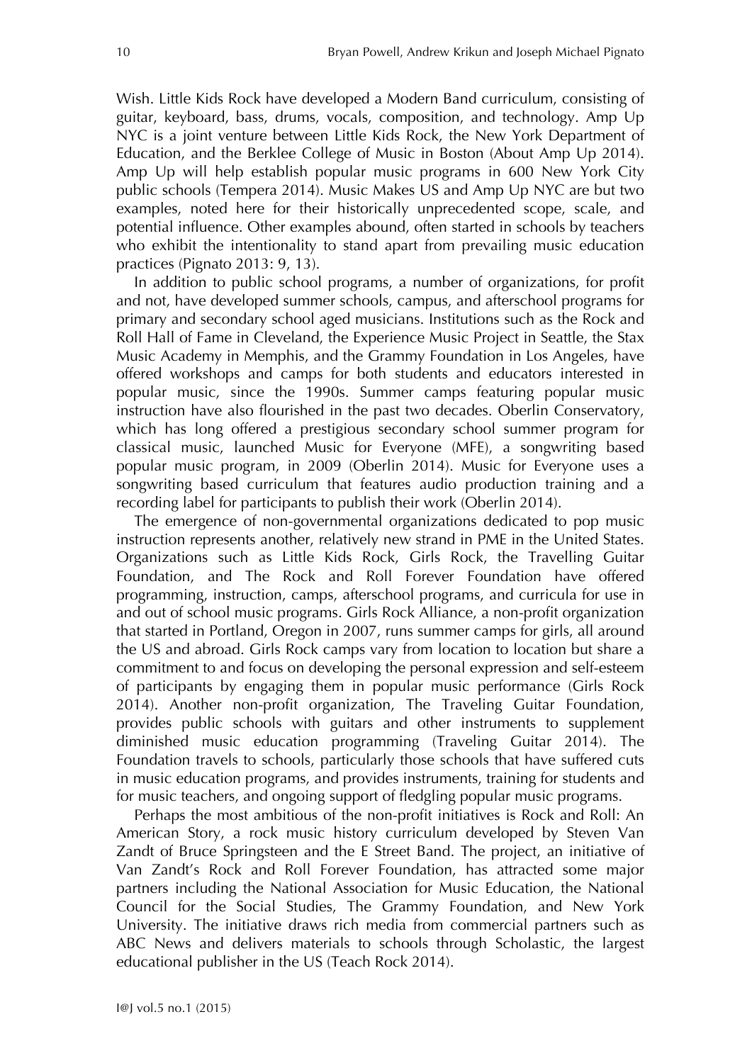Wish. Little Kids Rock have developed a Modern Band curriculum, consisting of guitar, keyboard, bass, drums, vocals, composition, and technology. Amp Up NYC is a joint venture between Little Kids Rock, the New York Department of Education, and the Berklee College of Music in Boston (About Amp Up 2014). Amp Up will help establish popular music programs in 600 New York City public schools (Tempera 2014). Music Makes US and Amp Up NYC are but two examples, noted here for their historically unprecedented scope, scale, and potential influence. Other examples abound, often started in schools by teachers who exhibit the intentionality to stand apart from prevailing music education practices (Pignato 2013: 9, 13).

In addition to public school programs, a number of organizations, for profit and not, have developed summer schools, campus, and afterschool programs for primary and secondary school aged musicians. Institutions such as the Rock and Roll Hall of Fame in Cleveland, the Experience Music Project in Seattle, the Stax Music Academy in Memphis, and the Grammy Foundation in Los Angeles, have offered workshops and camps for both students and educators interested in popular music, since the 1990s. Summer camps featuring popular music instruction have also flourished in the past two decades. Oberlin Conservatory, which has long offered a prestigious secondary school summer program for classical music, launched Music for Everyone (MFE), a songwriting based popular music program, in 2009 (Oberlin 2014). Music for Everyone uses a songwriting based curriculum that features audio production training and a recording label for participants to publish their work (Oberlin 2014).

The emergence of non-governmental organizations dedicated to pop music instruction represents another, relatively new strand in PME in the United States. Organizations such as Little Kids Rock, Girls Rock, the Travelling Guitar Foundation, and The Rock and Roll Forever Foundation have offered programming, instruction, camps, afterschool programs, and curricula for use in and out of school music programs. Girls Rock Alliance, a non-profit organization that started in Portland, Oregon in 2007, runs summer camps for girls, all around the US and abroad. Girls Rock camps vary from location to location but share a commitment to and focus on developing the personal expression and self-esteem of participants by engaging them in popular music performance (Girls Rock 2014). Another non-profit organization, The Traveling Guitar Foundation, provides public schools with guitars and other instruments to supplement diminished music education programming (Traveling Guitar 2014). The Foundation travels to schools, particularly those schools that have suffered cuts in music education programs, and provides instruments, training for students and for music teachers, and ongoing support of fledgling popular music programs.

Perhaps the most ambitious of the non-profit initiatives is Rock and Roll: An American Story, a rock music history curriculum developed by Steven Van Zandt of Bruce Springsteen and the E Street Band. The project, an initiative of Van Zandt's Rock and Roll Forever Foundation, has attracted some major partners including the National Association for Music Education, the National Council for the Social Studies, The Grammy Foundation, and New York University. The initiative draws rich media from commercial partners such as ABC News and delivers materials to schools through Scholastic, the largest educational publisher in the US (Teach Rock 2014).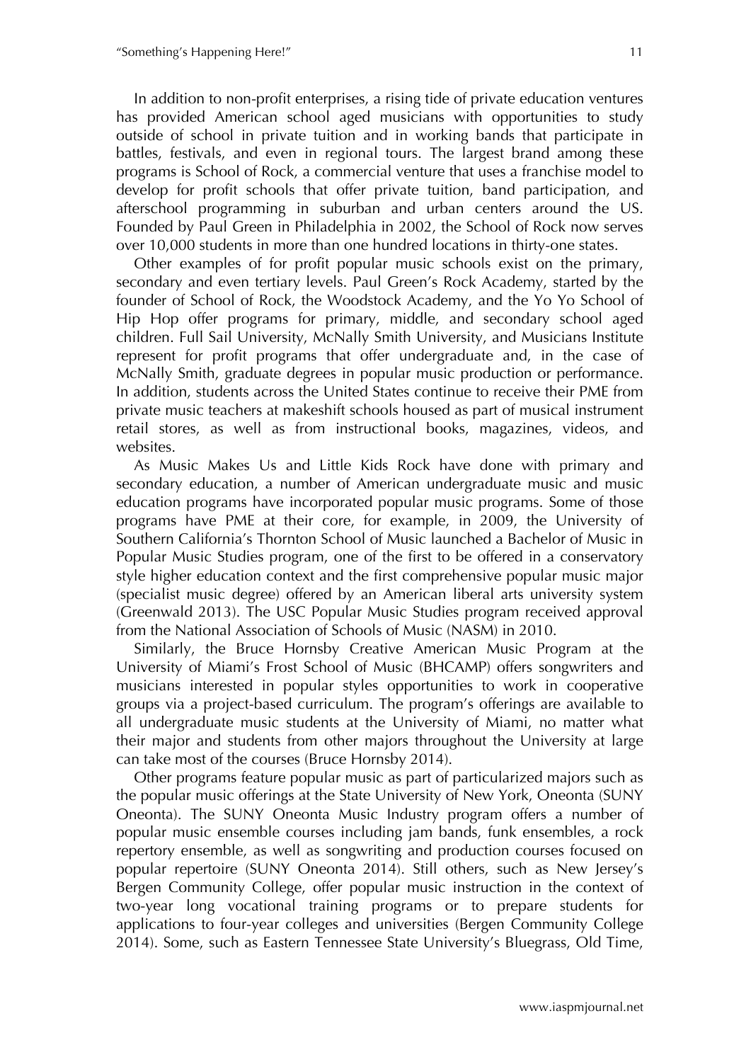In addition to non-profit enterprises, a rising tide of private education ventures has provided American school aged musicians with opportunities to study outside of school in private tuition and in working bands that participate in battles, festivals, and even in regional tours. The largest brand among these programs is School of Rock, a commercial venture that uses a franchise model to develop for profit schools that offer private tuition, band participation, and afterschool programming in suburban and urban centers around the US. Founded by Paul Green in Philadelphia in 2002, the School of Rock now serves over 10,000 students in more than one hundred locations in thirty-one states.

Other examples of for profit popular music schools exist on the primary, secondary and even tertiary levels. Paul Green's Rock Academy, started by the founder of School of Rock, the Woodstock Academy, and the Yo Yo School of Hip Hop offer programs for primary, middle, and secondary school aged children. Full Sail University, McNally Smith University, and Musicians Institute represent for profit programs that offer undergraduate and, in the case of McNally Smith, graduate degrees in popular music production or performance. In addition, students across the United States continue to receive their PME from private music teachers at makeshift schools housed as part of musical instrument retail stores, as well as from instructional books, magazines, videos, and websites.

As Music Makes Us and Little Kids Rock have done with primary and secondary education, a number of American undergraduate music and music education programs have incorporated popular music programs. Some of those programs have PME at their core, for example, in 2009, the University of Southern California's Thornton School of Music launched a Bachelor of Music in Popular Music Studies program, one of the first to be offered in a conservatory style higher education context and the first comprehensive popular music major (specialist music degree) offered by an American liberal arts university system (Greenwald 2013). The USC Popular Music Studies program received approval from the National Association of Schools of Music (NASM) in 2010.

Similarly, the Bruce Hornsby Creative American Music Program at the University of Miami's Frost School of Music (BHCAMP) offers songwriters and musicians interested in popular styles opportunities to work in cooperative groups via a project-based curriculum. The program's offerings are available to all undergraduate music students at the University of Miami, no matter what their major and students from other majors throughout the University at large can take most of the courses (Bruce Hornsby 2014).

Other programs feature popular music as part of particularized majors such as the popular music offerings at the State University of New York, Oneonta (SUNY Oneonta). The SUNY Oneonta Music Industry program offers a number of popular music ensemble courses including jam bands, funk ensembles, a rock repertory ensemble, as well as songwriting and production courses focused on popular repertoire (SUNY Oneonta 2014). Still others, such as New Jersey's Bergen Community College, offer popular music instruction in the context of two-year long vocational training programs or to prepare students for applications to four-year colleges and universities (Bergen Community College 2014). Some, such as Eastern Tennessee State University's Bluegrass, Old Time,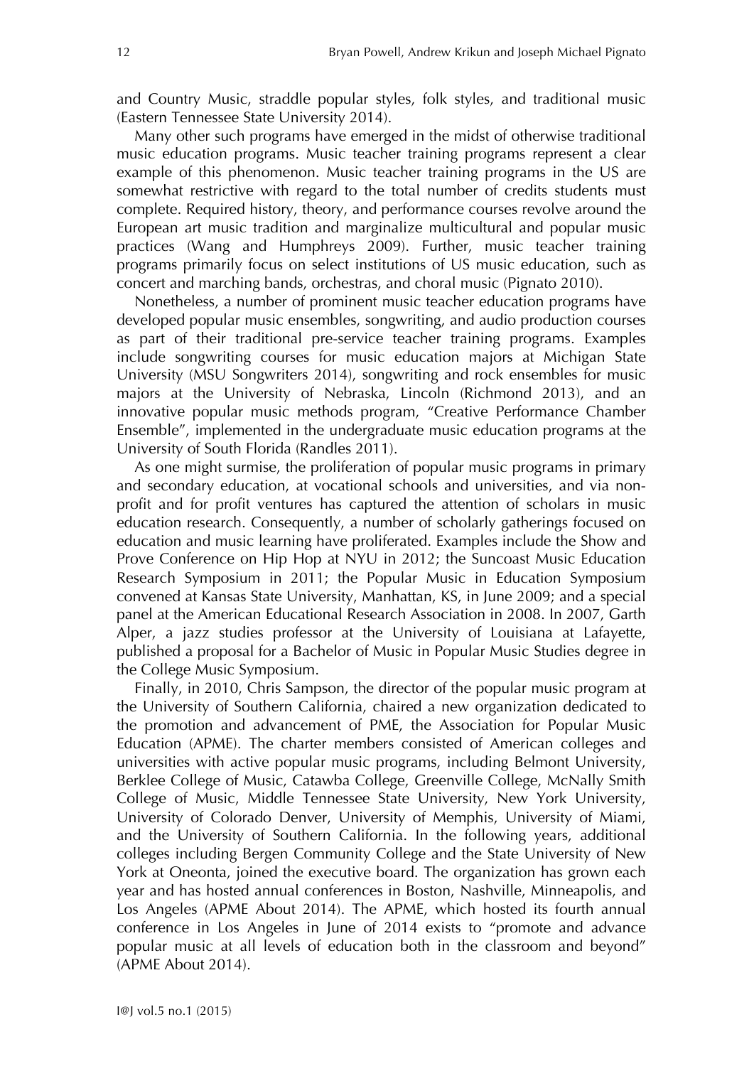and Country Music, straddle popular styles, folk styles, and traditional music (Eastern Tennessee State University 2014).

Many other such programs have emerged in the midst of otherwise traditional music education programs. Music teacher training programs represent a clear example of this phenomenon. Music teacher training programs in the US are somewhat restrictive with regard to the total number of credits students must complete. Required history, theory, and performance courses revolve around the European art music tradition and marginalize multicultural and popular music practices (Wang and Humphreys 2009). Further, music teacher training programs primarily focus on select institutions of US music education, such as concert and marching bands, orchestras, and choral music (Pignato 2010).

Nonetheless, a number of prominent music teacher education programs have developed popular music ensembles, songwriting, and audio production courses as part of their traditional pre-service teacher training programs. Examples include songwriting courses for music education majors at Michigan State University (MSU Songwriters 2014), songwriting and rock ensembles for music majors at the University of Nebraska, Lincoln (Richmond 2013), and an innovative popular music methods program, "Creative Performance Chamber Ensemble", implemented in the undergraduate music education programs at the University of South Florida (Randles 2011).

As one might surmise, the proliferation of popular music programs in primary and secondary education, at vocational schools and universities, and via non-profit and for profit ventures has captured the attention of scholars in music education research. Consequently, a number of scholarly gatherings focused on education and music learning have proliferated. Examples include the Show and Prove Conference on Hip Hop at NYU in 2012; the Suncoast Music Education Research Symposium in 2011; the Popular Music in Education Symposium convened at Kansas State University, Manhattan, KS, in June 2009; and a special panel at the American Educational Research Association in 2008. In 2007, Garth Alper, a jazz studies professor at the University of Louisiana at Lafayette, published a proposal for a Bachelor of Music in Popular Music Studies degree in the College Music Symposium.

Finally, in 2010, Chris Sampson, the director of the popular music program at the University of Southern California, chaired a new organization dedicated to the promotion and advancement of PME, the Association for Popular Music Education (APME). The charter members consisted of American colleges and universities with active popular music programs, including Belmont University, Berklee College of Music, Catawba College, Greenville College, McNally Smith College of Music, Middle Tennessee State University, New York University, University of Colorado Denver, University of Memphis, University of Miami, and the University of Southern California. In the following years, additional colleges including Bergen Community College and the State University of New York at Oneonta, joined the executive board. The organization has grown each year and has hosted annual conferences in Boston, Nashville, Minneapolis, and Los Angeles (APME About 2014). The APME, which hosted its fourth annual conference in Los Angeles in June of 2014 exists to "promote and advance popular music at all levels of education both in the classroom and beyond" (APME About 2014).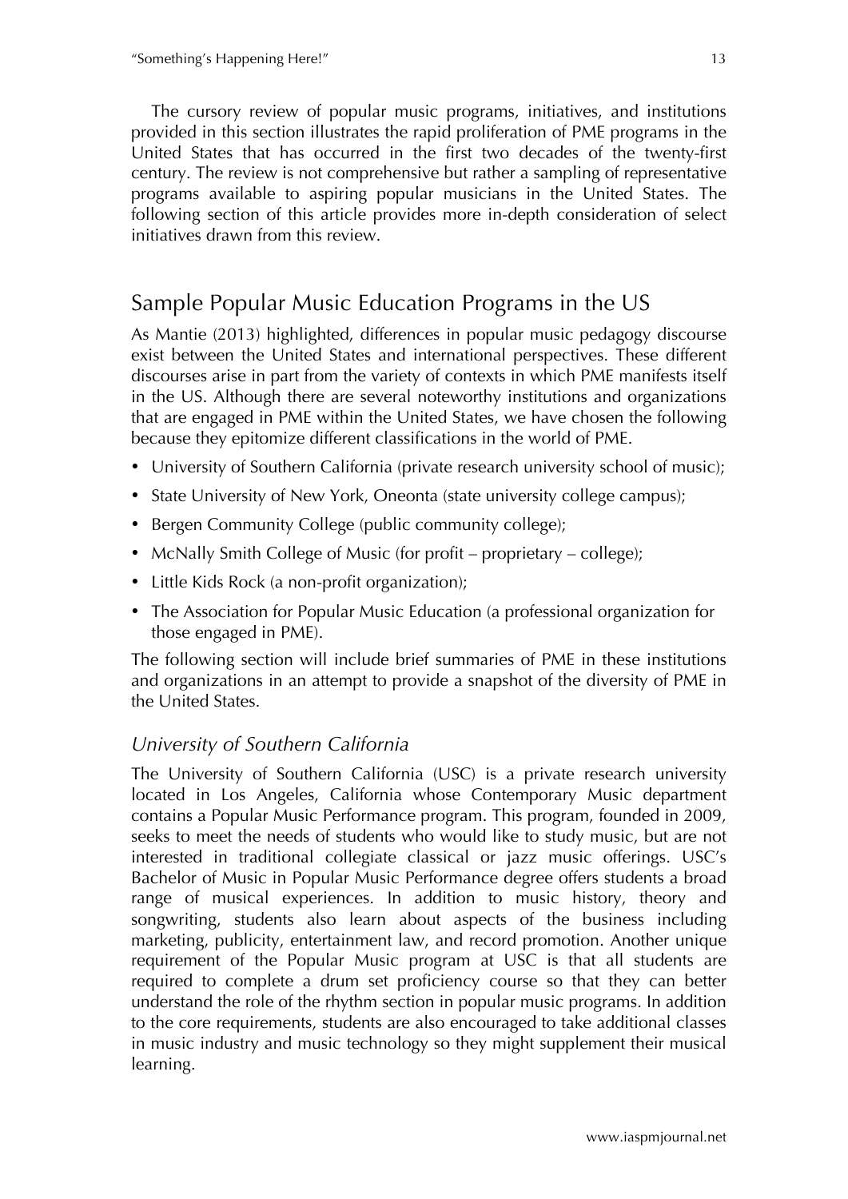The cursory review of popular music programs, initiatives, and institutions provided in this section illustrates the rapid proliferation of PME programs in the United States that has occurred in the first two decades of the twenty-first century. The review is not comprehensive but rather a sampling of representative programs available to aspiring popular musicians in the United States. The following section of this article provides more in-depth consideration of select initiatives drawn from this review.

## Sample Popular Music Education Programs in the US

As Mantie (2013) highlighted, differences in popular music pedagogy discourse exist between the United States and international perspectives. These different discourses arise in part from the variety of contexts in which PME manifests itself in the US. Although there are several noteworthy institutions and organizations that are engaged in PME within the United States, we have chosen the following because they epitomize different classifications in the world of PME.

- University of Southern California (private research university school of music);
- State University of New York, Oneonta (state university college campus);
- Bergen Community College (public community college);
- McNally Smith College of Music (for profit – proprietary – college);
- Little Kids Rock (a non-profit organization);
- The Association for Popular Music Education (a professional organization for those engaged in PME).

The following section will include brief summaries of PME in these institutions and organizations in an attempt to provide a snapshot of the diversity of PME in the United States.

### *University of Southern California*

The University of Southern California (USC) is a private research university located in Los Angeles, California whose Contemporary Music department contains a Popular Music Performance program. This program, founded in 2009, seeks to meet the needs of students who would like to study music, but are not interested in traditional collegiate classical or jazz music offerings. USC's Bachelor of Music in Popular Music Performance degree offers students a broad range of musical experiences. In addition to music history, theory and songwriting, students also learn about aspects of the business including marketing, publicity, entertainment law, and record promotion. Another unique requirement of the Popular Music program at USC is that all students are required to complete a drum set proficiency course so that they can better understand the role of the rhythm section in popular music programs. In addition to the core requirements, students are also encouraged to take additional classes in music industry and music technology so they might supplement their musical learning.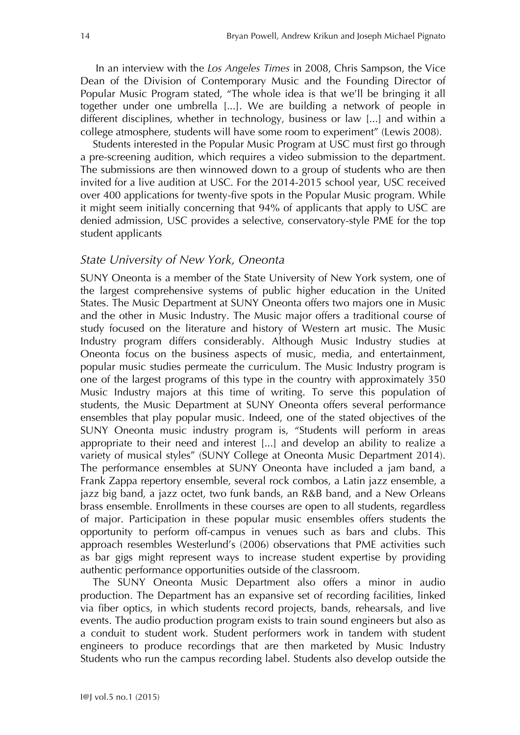In an interview with the *Los Angeles Times* in 2008, Chris Sampson, the Vice Dean of the Division of Contemporary Music and the Founding Director of Popular Music Program stated, "The whole idea is that we'll be bringing it all together under one umbrella [...]. We are building a network of people in different disciplines, whether in technology, business or law [...] and within a college atmosphere, students will have some room to experiment" (Lewis 2008).

Students interested in the Popular Music Program at USC must first go through a pre-screening audition, which requires a video submission to the department. The submissions are then winnowed down to a group of students who are then invited for a live audition at USC. For the 2014-2015 school year, USC received over 400 applications for twenty-five spots in the Popular Music program. While it might seem initially concerning that 94% of applicants that apply to USC are denied admission, USC provides a selective, conservatory-style PME for the top student applicants

## *State University of New York, Oneonta*

SUNY Oneonta is a member of the State University of New York system, one of the largest comprehensive systems of public higher education in the United States. The Music Department at SUNY Oneonta offers two majors one in Music and the other in Music Industry. The Music major offers a traditional course of study focused on the literature and history of Western art music. The Music Industry program differs considerably. Although Music Industry studies at Oneonta focus on the business aspects of music, media, and entertainment, popular music studies permeate the curriculum. The Music Industry program is one of the largest programs of this type in the country with approximately 350 Music Industry majors at this time of writing. To serve this population of students, the Music Department at SUNY Oneonta offers several performance ensembles that play popular music. Indeed, one of the stated objectives of the SUNY Oneonta music industry program is, "Students will perform in areas appropriate to their need and interest [...] and develop an ability to realize a variety of musical styles" (SUNY College at Oneonta Music Department 2014). The performance ensembles at SUNY Oneonta have included a jam band, a Frank Zappa repertory ensemble, several rock combos, a Latin jazz ensemble, a jazz big band, a jazz octet, two funk bands, an R&B band, and a New Orleans brass ensemble. Enrollments in these courses are open to all students, regardless of major. Participation in these popular music ensembles offers students the opportunity to perform off-campus in venues such as bars and clubs. This approach resembles Westerlund's (2006) observations that PME activities such as bar gigs might represent ways to increase student expertise by providing authentic performance opportunities outside of the classroom.

The SUNY Oneonta Music Department also offers a minor in audio production. The Department has an expansive set of recording facilities, linked via fiber optics, in which students record projects, bands, rehearsals, and live events. The audio production program exists to train sound engineers but also as a conduit to student work. Student performers work in tandem with student engineers to produce recordings that are then marketed by Music Industry Students who run the campus recording label. Students also develop outside the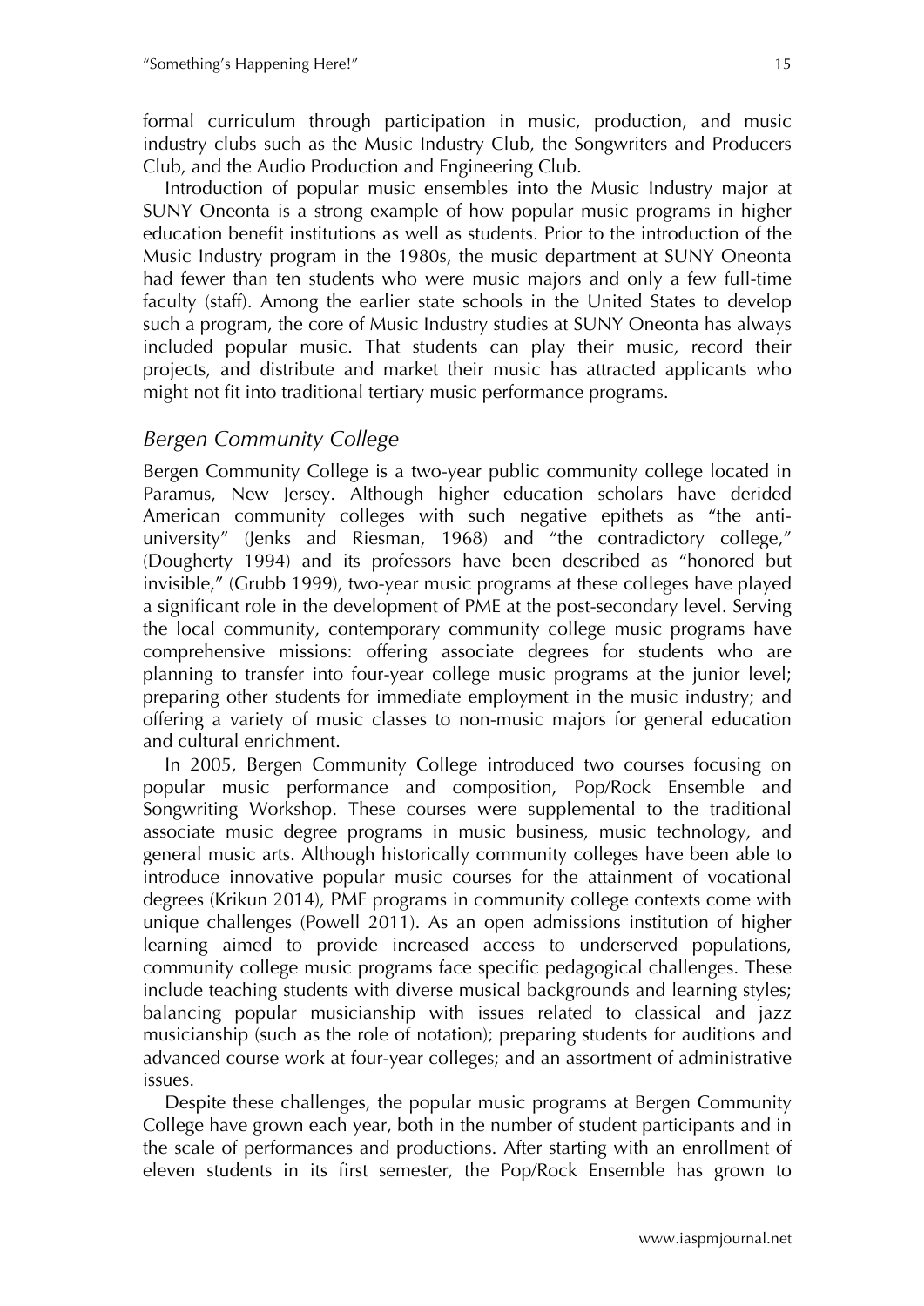formal curriculum through participation in music, production, and music industry clubs such as the Music Industry Club, the Songwriters and Producers Club, and the Audio Production and Engineering Club.

Introduction of popular music ensembles into the Music Industry major at SUNY Oneonta is a strong example of how popular music programs in higher education benefit institutions as well as students. Prior to the introduction of the Music Industry program in the 1980s, the music department at SUNY Oneonta had fewer than ten students who were music majors and only a few full-time faculty (staff). Among the earlier state schools in the United States to develop such a program, the core of Music Industry studies at SUNY Oneonta has always included popular music. That students can play their music, record their projects, and distribute and market their music has attracted applicants who might not fit into traditional tertiary music performance programs.

## *Bergen Community College*

Bergen Community College is a two-year public community college located in Paramus, New Jersey. Although higher education scholars have derided American community colleges with such negative epithets as "the anti-university" (Jenks and Riesman, 1968) and "the contradictory college," (Dougherty 1994) and its professors have been described as "honored but invisible," (Grubb 1999), two-year music programs at these colleges have played a significant role in the development of PME at the post-secondary level. Serving the local community, contemporary community college music programs have comprehensive missions: offering associate degrees for students who are planning to transfer into four-year college music programs at the junior level; preparing other students for immediate employment in the music industry; and offering a variety of music classes to non-music majors for general education and cultural enrichment.

In 2005, Bergen Community College introduced two courses focusing on popular music performance and composition, Pop/Rock Ensemble and Songwriting Workshop. These courses were supplemental to the traditional associate music degree programs in music business, music technology, and general music arts. Although historically community colleges have been able to introduce innovative popular music courses for the attainment of vocational degrees (Krikun 2014), PME programs in community college contexts come with unique challenges (Powell 2011). As an open admissions institution of higher learning aimed to provide increased access to underserved populations, community college music programs face specific pedagogical challenges. These include teaching students with diverse musical backgrounds and learning styles; balancing popular musicianship with issues related to classical and jazz musicianship (such as the role of notation); preparing students for auditions and advanced course work at four-year colleges; and an assortment of administrative issues.

Despite these challenges, the popular music programs at Bergen Community College have grown each year, both in the number of student participants and in the scale of performances and productions. After starting with an enrollment of eleven students in its first semester, the Pop/Rock Ensemble has grown to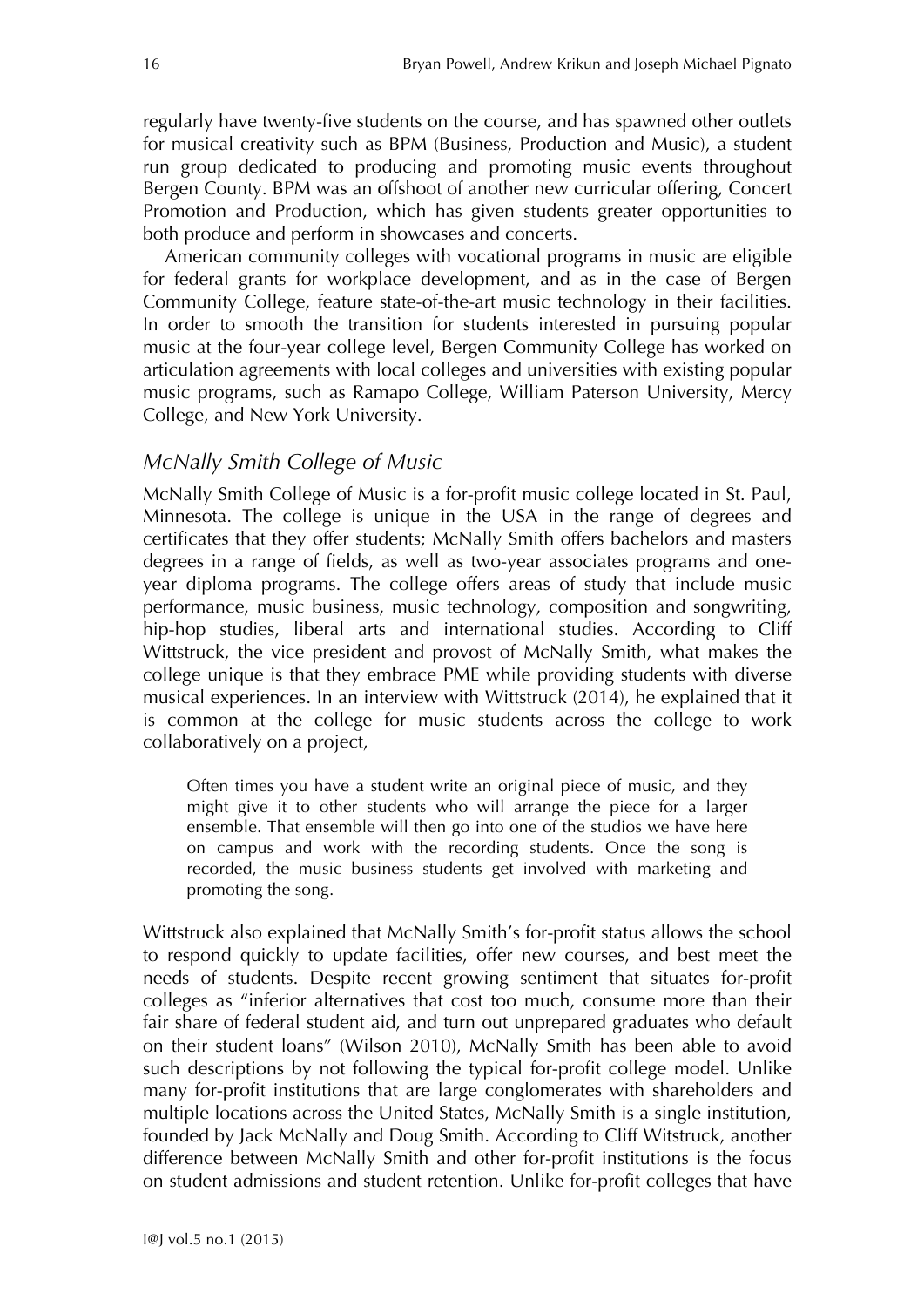regularly have twenty-five students on the course, and has spawned other outlets for musical creativity such as BPM (Business, Production and Music), a student run group dedicated to producing and promoting music events throughout Bergen County. BPM was an offshoot of another new curricular offering, Concert Promotion and Production, which has given students greater opportunities to both produce and perform in showcases and concerts.

American community colleges with vocational programs in music are eligible for federal grants for workplace development, and as in the case of Bergen Community College, feature state-of-the-art music technology in their facilities. In order to smooth the transition for students interested in pursuing popular music at the four-year college level, Bergen Community College has worked on articulation agreements with local colleges and universities with existing popular music programs, such as Ramapo College, William Paterson University, Mercy College, and New York University.

### *McNally Smith College of Music*

McNally Smith College of Music is a for-profit music college located in St. Paul, Minnesota. The college is unique in the USA in the range of degrees and certificates that they offer students; McNally Smith offers bachelors and masters degrees in a range of fields, as well as two-year associates programs and one-year diploma programs. The college offers areas of study that include music performance, music business, music technology, composition and songwriting, hip-hop studies, liberal arts and international studies. According to Cliff Wittstruck, the vice president and provost of McNally Smith, what makes the college unique is that they embrace PME while providing students with diverse musical experiences. In an interview with Wittstruck (2014), he explained that it is common at the college for music students across the college to work collaboratively on a project,

> Often times you have a student write an original piece of music, and they might give it to other students who will arrange the piece for a larger ensemble. That ensemble will then go into one of the studios we have here on campus and work with the recording students. Once the song is recorded, the music business students get involved with marketing and promoting the song.

Wittstruck also explained that McNally Smith's for-profit status allows the school to respond quickly to update facilities, offer new courses, and best meet the needs of students. Despite recent growing sentiment that situates for-profit colleges as "inferior alternatives that cost too much, consume more than their fair share of federal student aid, and turn out unprepared graduates who default on their student loans" (Wilson 2010), McNally Smith has been able to avoid such descriptions by not following the typical for-profit college model. Unlike many for-profit institutions that are large conglomerates with shareholders and multiple locations across the United States, McNally Smith is a single institution, founded by Jack McNally and Doug Smith. According to Cliff Witstruck, another difference between McNally Smith and other for-profit institutions is the focus on student admissions and student retention. Unlike for-profit colleges that have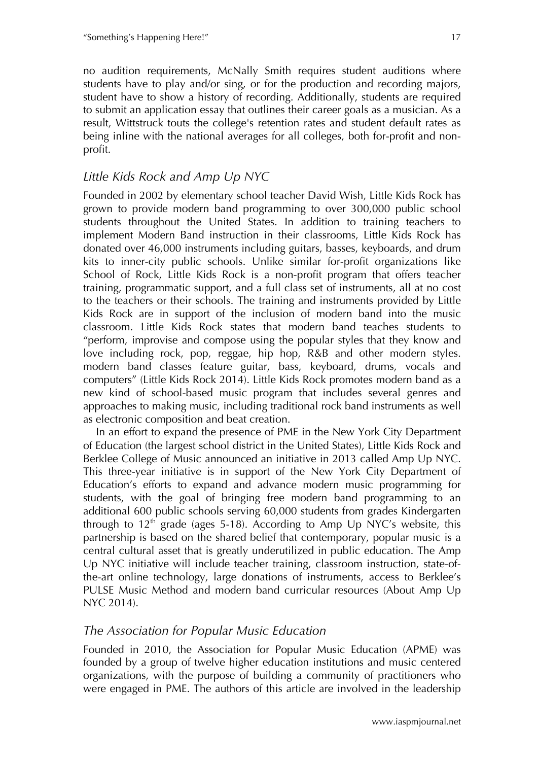no audition requirements, McNally Smith requires student auditions where students have to play and/or sing, or for the production and recording majors, student have to show a history of recording. Additionally, students are required to submit an application essay that outlines their career goals as a musician. As a result, Wittstruck touts the college's retention rates and student default rates as being inline with the national averages for all colleges, both for-profit and non-profit.

## *Little Kids Rock and Amp Up NYC*

Founded in 2002 by elementary school teacher David Wish, Little Kids Rock has grown to provide modern band programming to over 300,000 public school students throughout the United States. In addition to training teachers to implement Modern Band instruction in their classrooms, Little Kids Rock has donated over 46,000 instruments including guitars, basses, keyboards, and drum kits to inner-city public schools. Unlike similar for-profit organizations like School of Rock, Little Kids Rock is a non-profit program that offers teacher training, programmatic support, and a full class set of instruments, all at no cost to the teachers or their schools. The training and instruments provided by Little Kids Rock are in support of the inclusion of modern band into the music classroom. Little Kids Rock states that modern band teaches students to "perform, improvise and compose using the popular styles that they know and love including rock, pop, reggae, hip hop, R&B and other modern styles. modern band classes feature guitar, bass, keyboard, drums, vocals and computers" (Little Kids Rock 2014). Little Kids Rock promotes modern band as a new kind of school-based music program that includes several genres and approaches to making music, including traditional rock band instruments as well as electronic composition and beat creation.

In an effort to expand the presence of PME in the New York City Department of Education (the largest school district in the United States), Little Kids Rock and Berklee College of Music announced an initiative in 2013 called Amp Up NYC. This three-year initiative is in support of the New York City Department of Education's efforts to expand and advance modern music programming for students, with the goal of bringing free modern band programming to an additional 600 public schools serving 60,000 students from grades Kindergarten through to 12th grade (ages 5-18). According to Amp Up NYC's website, this partnership is based on the shared belief that contemporary, popular music is a central cultural asset that is greatly underutilized in public education. The Amp Up NYC initiative will include teacher training, classroom instruction, state-of-the-art online technology, large donations of instruments, access to Berklee's PULSE Music Method and modern band curricular resources (About Amp Up NYC 2014).

## *The Association for Popular Music Education*

Founded in 2010, the Association for Popular Music Education (APME) was founded by a group of twelve higher education institutions and music centered organizations, with the purpose of building a community of practitioners who were engaged in PME. The authors of this article are involved in the leadership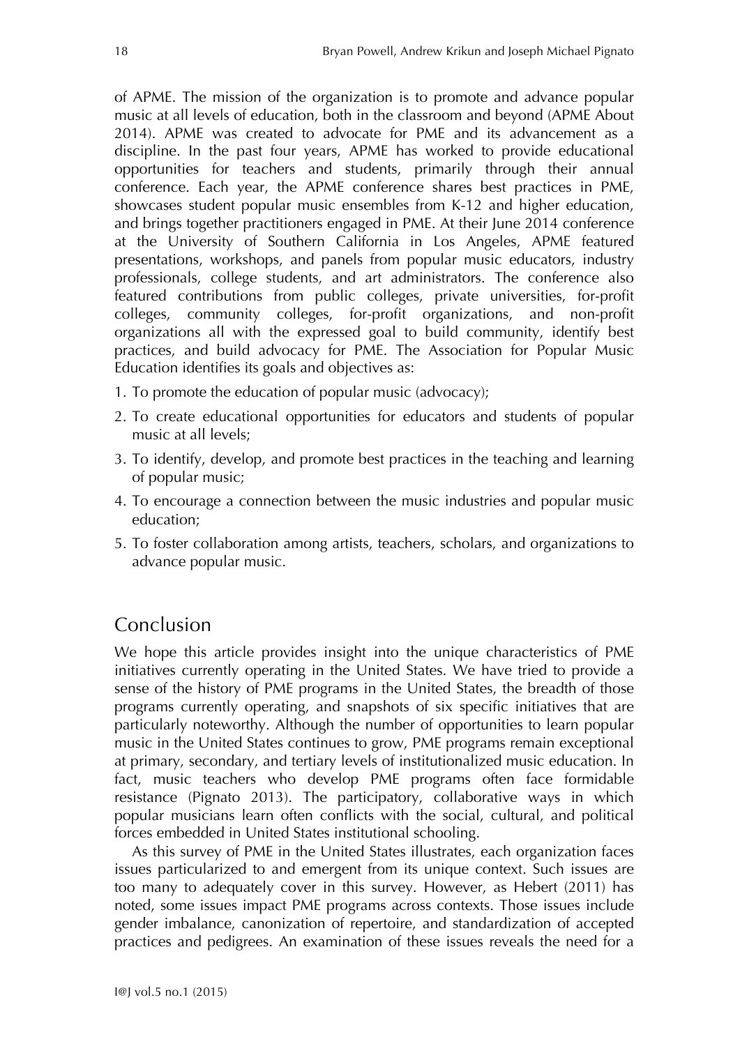of APME. The mission of the organization is to promote and advance popular music at all levels of education, both in the classroom and beyond (APME About 2014). APME was created to advocate for PME and its advancement as a discipline. In the past four years, APME has worked to provide educational opportunities for teachers and students, primarily through their annual conference. Each year, the APME conference shares best practices in PME, showcases student popular music ensembles from K-12 and higher education, and brings together practitioners engaged in PME. At their June 2014 conference at the University of Southern California in Los Angeles, APME featured presentations, workshops, and panels from popular music educators, industry professionals, college students, and art administrators. The conference also featured contributions from public colleges, private universities, for-profit colleges, community colleges, for-profit organizations, and non-profit organizations all with the expressed goal to build community, identify best practices, and build advocacy for PME. The Association for Popular Music Education identifies its goals and objectives as:

1. To promote the education of popular music (advocacy);
2. To create educational opportunities for educators and students of popular music at all levels;
3. To identify, develop, and promote best practices in the teaching and learning of popular music;
4. To encourage a connection between the music industries and popular music education;
5. To foster collaboration among artists, teachers, scholars, and organizations to advance popular music.

## Conclusion

We hope this article provides insight into the unique characteristics of PME initiatives currently operating in the United States. We have tried to provide a sense of the history of PME programs in the United States, the breadth of those programs currently operating, and snapshots of six specific initiatives that are particularly noteworthy. Although the number of opportunities to learn popular music in the United States continues to grow, PME programs remain exceptional at primary, secondary, and tertiary levels of institutionalized music education. In fact, music teachers who develop PME programs often face formidable resistance (Pignato 2013). The participatory, collaborative ways in which popular musicians learn often conflicts with the social, cultural, and political forces embedded in United States institutional schooling.

As this survey of PME in the United States illustrates, each organization faces issues particularized to and emergent from its unique context. Such issues are too many to adequately cover in this survey. However, as Hebert (2011) has noted, some issues impact PME programs across contexts. Those issues include gender imbalance, canonization of repertoire, and standardization of accepted practices and pedigrees. An examination of these issues reveals the need for a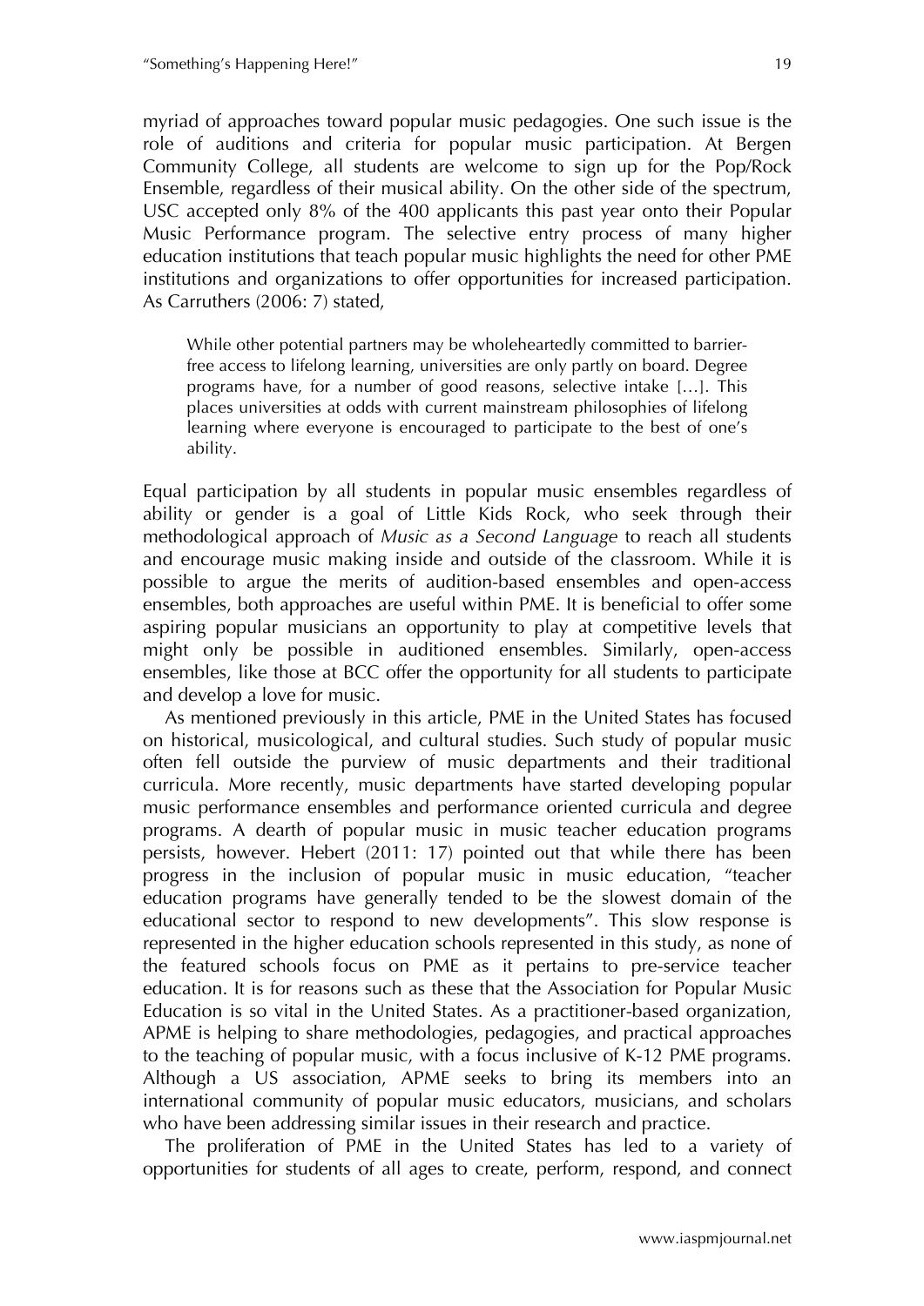myriad of approaches toward popular music pedagogies. One such issue is the role of auditions and criteria for popular music participation. At Bergen Community College, all students are welcome to sign up for the Pop/Rock Ensemble, regardless of their musical ability. On the other side of the spectrum, USC accepted only 8% of the 400 applicants this past year onto their Popular Music Performance program. The selective entry process of many higher education institutions that teach popular music highlights the need for other PME institutions and organizations to offer opportunities for increased participation. As Carruthers (2006: 7) stated,

> While other potential partners may be wholeheartedly committed to barrier-free access to lifelong learning, universities are only partly on board. Degree programs have, for a number of good reasons, selective intake […]. This places universities at odds with current mainstream philosophies of lifelong learning where everyone is encouraged to participate to the best of one's ability.

Equal participation by all students in popular music ensembles regardless of ability or gender is a goal of Little Kids Rock, who seek through their methodological approach of *Music as a Second Language* to reach all students and encourage music making inside and outside of the classroom. While it is possible to argue the merits of audition-based ensembles and open-access ensembles, both approaches are useful within PME. It is beneficial to offer some aspiring popular musicians an opportunity to play at competitive levels that might only be possible in auditioned ensembles. Similarly, open-access ensembles, like those at BCC offer the opportunity for all students to participate and develop a love for music.

As mentioned previously in this article, PME in the United States has focused on historical, musicological, and cultural studies. Such study of popular music often fell outside the purview of music departments and their traditional curricula. More recently, music departments have started developing popular music performance ensembles and performance oriented curricula and degree programs. A dearth of popular music in music teacher education programs persists, however. Hebert (2011: 17) pointed out that while there has been progress in the inclusion of popular music in music education, "teacher education programs have generally tended to be the slowest domain of the educational sector to respond to new developments". This slow response is represented in the higher education schools represented in this study, as none of the featured schools focus on PME as it pertains to pre-service teacher education. It is for reasons such as these that the Association for Popular Music Education is so vital in the United States. As a practitioner-based organization, APME is helping to share methodologies, pedagogies, and practical approaches to the teaching of popular music, with a focus inclusive of K-12 PME programs. Although a US association, APME seeks to bring its members into an international community of popular music educators, musicians, and scholars who have been addressing similar issues in their research and practice.

The proliferation of PME in the United States has led to a variety of opportunities for students of all ages to create, perform, respond, and connect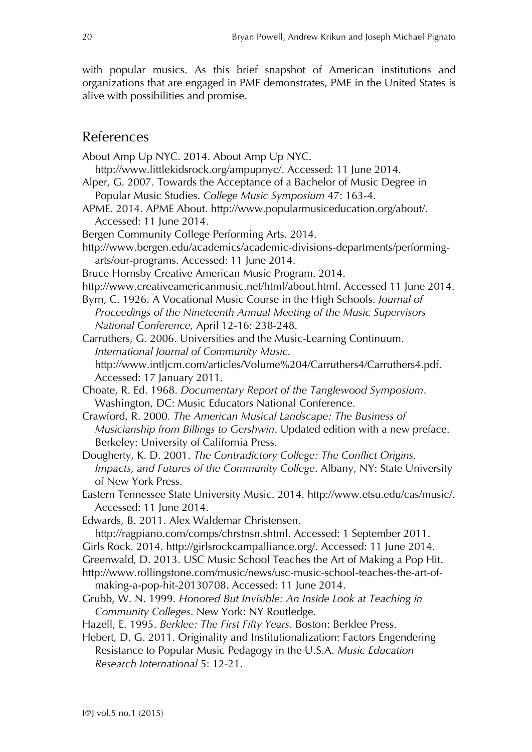with popular musics. As this brief snapshot of American institutions and organizations that are engaged in PME demonstrates, PME in the United States is alive with possibilities and promise.

## References

About Amp Up NYC. 2014. About Amp Up NYC. http://www.littlekidsrock.org/ampupnyc/. Accessed: 11 June 2014.

Alper, G. 2007. Towards the Acceptance of a Bachelor of Music Degree in Popular Music Studies. *College Music Symposium* 47: 163-4.

APME. 2014. APME About. http://www.popularmusiceducation.org/about/. Accessed: 11 June 2014.

Bergen Community College Performing Arts. 2014. http://www.bergen.edu/academics/academic-divisions-departments/performing-arts/our-programs. Accessed: 11 June 2014.

Bruce Hornsby Creative American Music Program. 2014. http://www.creativeamericanmusic.net/html/about.html. Accessed 11 June 2014.

Byrn, C. 1926. A Vocational Music Course in the High Schools. *Journal of Proceedings of the Nineteenth Annual Meeting of the Music Supervisors National Conference*, April 12-16: 238-248.

Carruthers, G. 2006. Universities and the Music-Learning Continuum. *International Journal of Community Music.* http://www.intljcm.com/articles/Volume%204/Carruthers4/Carruthers4.pdf. Accessed: 17 January 2011.

Choate, R. Ed. 1968. *Documentary Report of the Tanglewood Symposium*. Washington, DC: Music Educators National Conference.

Crawford, R. 2000. *The American Musical Landscape: The Business of Musicianship from Billings to Gershwin*. Updated edition with a new preface. Berkeley: University of California Press.

Dougherty, K. D. 2001. *The Contradictory College: The Conflict Origins, Impacts, and Futures of the Community College*. Albany, NY: State University of New York Press.

Eastern Tennessee State University Music. 2014. http://www.etsu.edu/cas/music/. Accessed: 11 June 2014.

Edwards, B. 2011. Alex Waldemar Christensen. http://ragpiano.com/comps/chrstnsn.shtml. Accessed: 1 September 2011.

Girls Rock. 2014. http://girlsrockcampalliance.org/. Accessed: 11 June 2014.

Greenwald, D. 2013. USC Music School Teaches the Art of Making a Pop Hit. http://www.rollingstone.com/music/news/usc-music-school-teaches-the-art-of-making-a-pop-hit-20130708. Accessed: 11 June 2014.

Grubb, W. N. 1999. *Honored But Invisible: An Inside Look at Teaching in Community Colleges*. New York: NY Routledge.

Hazell, E. 1995. *Berklee: The First Fifty Years*. Boston: Berklee Press.

Hebert, D. G. 2011. Originality and Institutionalization: Factors Engendering Resistance to Popular Music Pedagogy in the U.S.A. *Music Education Research International* 5: 12-21.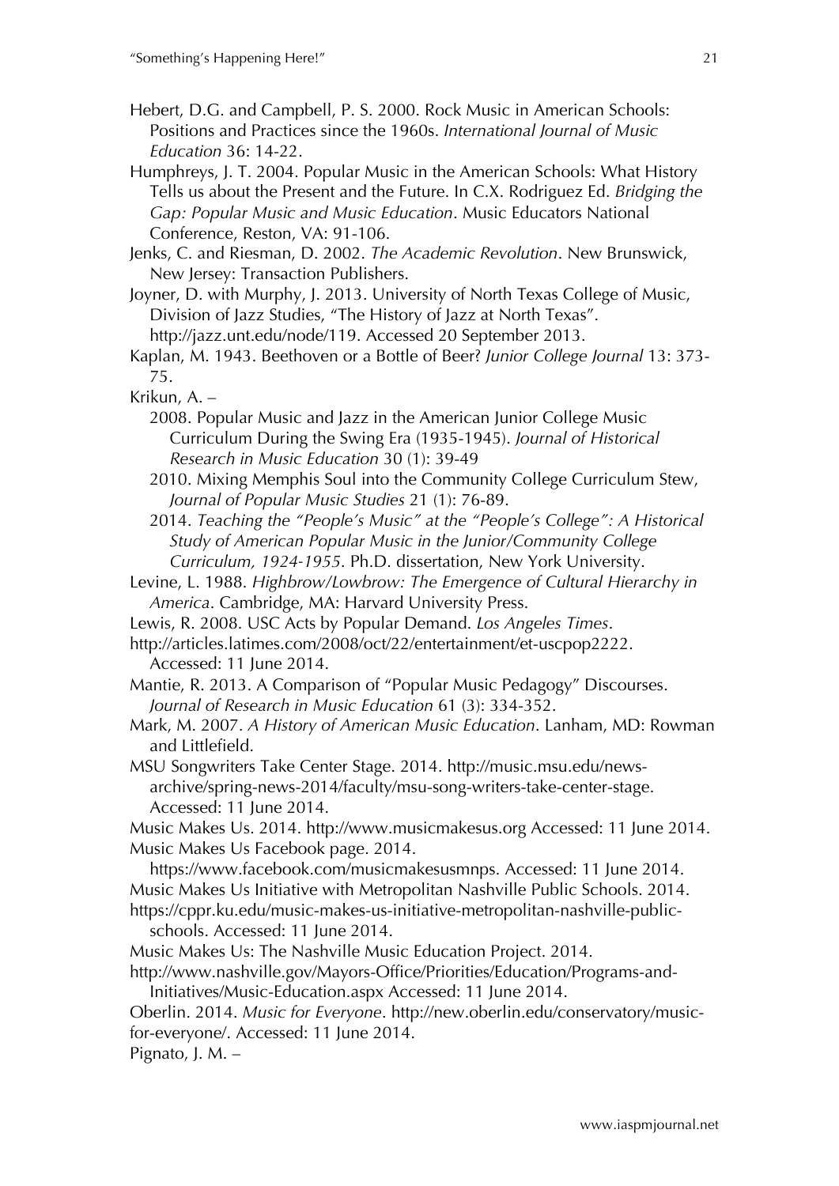Hebert, D.G. and Campbell, P. S. 2000. Rock Music in American Schools: Positions and Practices since the 1960s. *International Journal of Music Education* 36: 14-22.

Humphreys, J. T. 2004. Popular Music in the American Schools: What History Tells us about the Present and the Future. In C.X. Rodriguez Ed. *Bridging the Gap: Popular Music and Music Education*. Music Educators National Conference, Reston, VA: 91-106.

Jenks, C. and Riesman, D. 2002. *The Academic Revolution*. New Brunswick, New Jersey: Transaction Publishers.

Joyner, D. with Murphy, J. 2013. University of North Texas College of Music, Division of Jazz Studies, "The History of Jazz at North Texas". http://jazz.unt.edu/node/119. Accessed 20 September 2013.

Kaplan, M. 1943. Beethoven or a Bottle of Beer? *Junior College Journal* 13: 373-75.

Krikun, A. –

2008. Popular Music and Jazz in the American Junior College Music Curriculum During the Swing Era (1935-1945). *Journal of Historical Research in Music Education* 30 (1): 39-49

2010. Mixing Memphis Soul into the Community College Curriculum Stew, *Journal of Popular Music Studies* 21 (1): 76-89.

2014. *Teaching the "People's Music" at the "People's College": A Historical Study of American Popular Music in the Junior/Community College Curriculum, 1924-1955*. Ph.D. dissertation, New York University.

Levine, L. 1988. *Highbrow/Lowbrow: The Emergence of Cultural Hierarchy in America*. Cambridge, MA: Harvard University Press.

Lewis, R. 2008. USC Acts by Popular Demand. *Los Angeles Times*.
http://articles.latimes.com/2008/oct/22/entertainment/et-uscpop2222. Accessed: 11 June 2014.

Mantie, R. 2013. A Comparison of "Popular Music Pedagogy" Discourses. *Journal of Research in Music Education* 61 (3): 334-352.

Mark, M. 2007. *A History of American Music Education*. Lanham, MD: Rowman and Littlefield.

MSU Songwriters Take Center Stage. 2014. http://music.msu.edu/news-archive/spring-news-2014/faculty/msu-song-writers-take-center-stage. Accessed: 11 June 2014.

Music Makes Us. 2014. http://www.musicmakesus.org Accessed: 11 June 2014.

Music Makes Us Facebook page. 2014. https://www.facebook.com/musicmakesusmnps. Accessed: 11 June 2014.

Music Makes Us Initiative with Metropolitan Nashville Public Schools. 2014.
https://cppr.ku.edu/music-makes-us-initiative-metropolitan-nashville-public-schools. Accessed: 11 June 2014.

Music Makes Us: The Nashville Music Education Project. 2014.
http://www.nashville.gov/Mayors-Office/Priorities/Education/Programs-and-Initiatives/Music-Education.aspx Accessed: 11 June 2014.

Oberlin. 2014. *Music for Everyone*. http://new.oberlin.edu/conservatory/music-for-everyone/. Accessed: 11 June 2014.

Pignato, J. M. –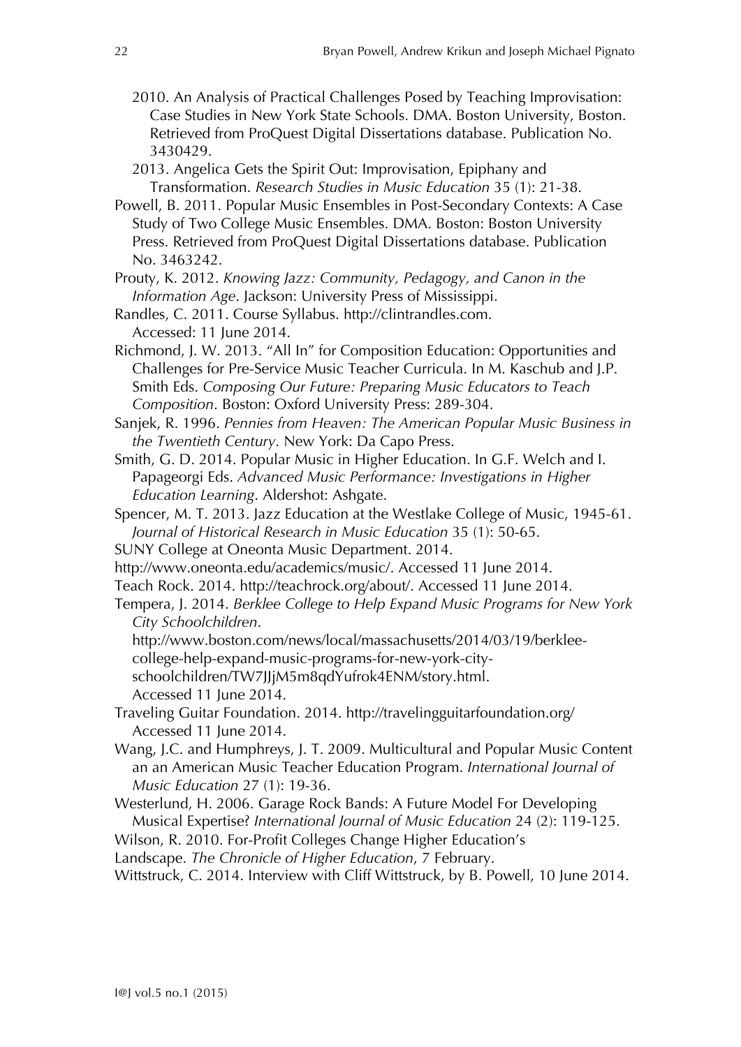2010. An Analysis of Practical Challenges Posed by Teaching Improvisation: Case Studies in New York State Schools. DMA. Boston University, Boston. Retrieved from ProQuest Digital Dissertations database. Publication No. 3430429.

2013. Angelica Gets the Spirit Out: Improvisation, Epiphany and Transformation. *Research Studies in Music Education* 35 (1): 21-38.

Powell, B. 2011. Popular Music Ensembles in Post-Secondary Contexts: A Case Study of Two College Music Ensembles. DMA. Boston: Boston University Press. Retrieved from ProQuest Digital Dissertations database. Publication No. 3463242.

Prouty, K. 2012. *Knowing Jazz: Community, Pedagogy, and Canon in the Information Age*. Jackson: University Press of Mississippi.

Randles, C. 2011. Course Syllabus. http://clintrandles.com. Accessed: 11 June 2014.

Richmond, J. W. 2013. "All In" for Composition Education: Opportunities and Challenges for Pre-Service Music Teacher Curricula. In M. Kaschub and J.P. Smith Eds. *Composing Our Future: Preparing Music Educators to Teach Composition*. Boston: Oxford University Press: 289-304.

Sanjek, R. 1996. *Pennies from Heaven: The American Popular Music Business in the Twentieth Century*. New York: Da Capo Press.

Smith, G. D. 2014. Popular Music in Higher Education. In G.F. Welch and I. Papageorgi Eds. *Advanced Music Performance: Investigations in Higher Education Learning*. Aldershot: Ashgate.

Spencer, M. T. 2013. Jazz Education at the Westlake College of Music, 1945-61. *Journal of Historical Research in Music Education* 35 (1): 50-65.

SUNY College at Oneonta Music Department. 2014.

http://www.oneonta.edu/academics/music/. Accessed 11 June 2014.

Teach Rock. 2014. http://teachrock.org/about/. Accessed 11 June 2014.

Tempera, J. 2014. *Berklee College to Help Expand Music Programs for New York City Schoolchildren*. http://www.boston.com/news/local/massachusetts/2014/03/19/berklee-college-help-expand-music-programs-for-new-york-city-schoolchildren/TW7JJjM5m8qdYufrok4ENM/story.html. Accessed 11 June 2014.

Traveling Guitar Foundation. 2014. http://travelingguitarfoundation.org/ Accessed 11 June 2014.

Wang, J.C. and Humphreys, J. T. 2009. Multicultural and Popular Music Content an an American Music Teacher Education Program. *International Journal of Music Education* 27 (1): 19-36.

Westerlund, H. 2006. Garage Rock Bands: A Future Model For Developing Musical Expertise? *International Journal of Music Education* 24 (2): 119-125.

Wilson, R. 2010. For-Profit Colleges Change Higher Education's

Landscape. *The Chronicle of Higher Education*, 7 February.

Wittstruck, C. 2014. Interview with Cliff Wittstruck, by B. Powell, 10 June 2014.